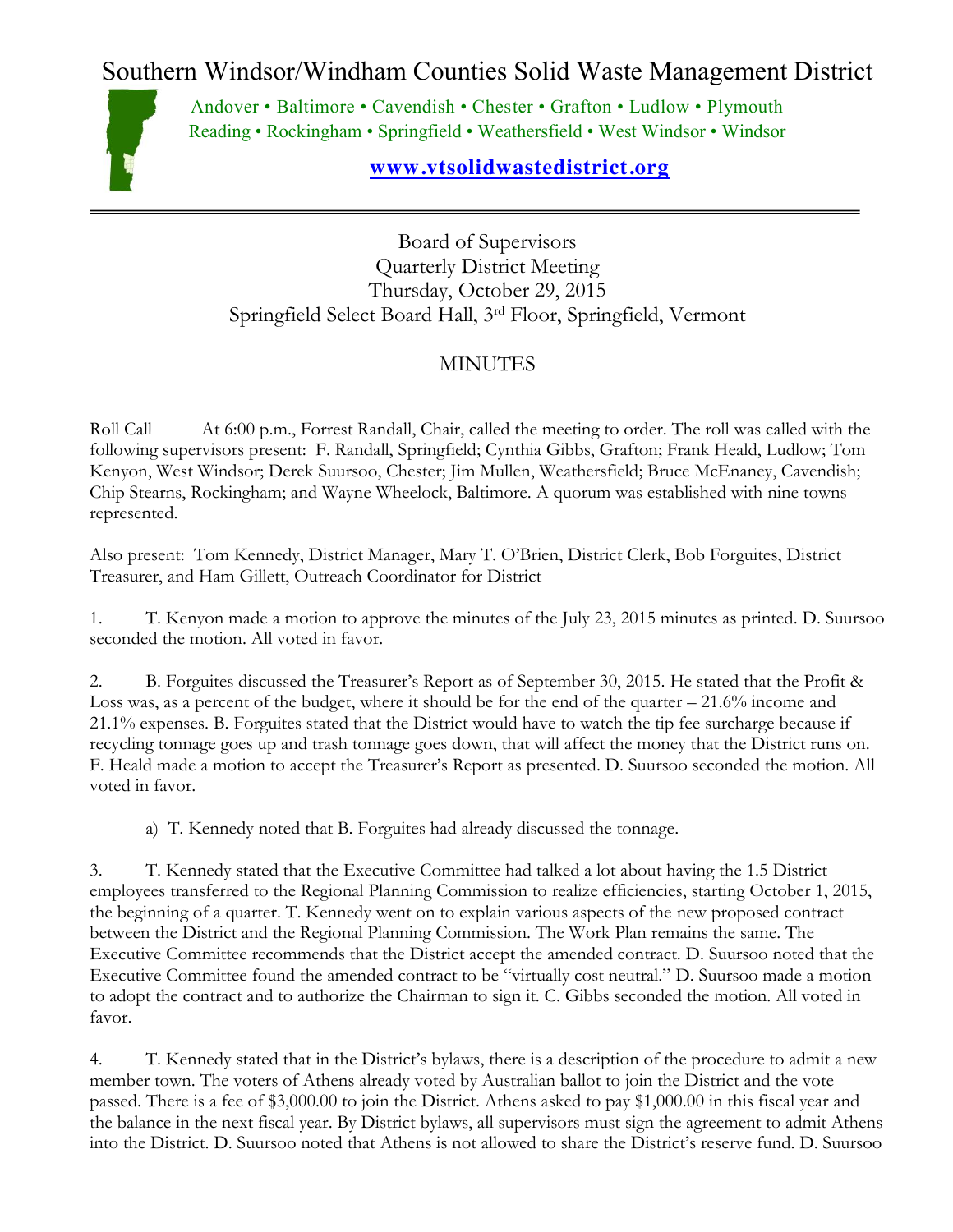# Southern Windsor/Windham Counties Solid Waste Management District

Andover • Baltimore • Cavendish • Chester • Grafton • Ludlow • Plymouth
Reading • Rockingham • Springfield • Weathersfield • West Windsor • Windsor

**www.vtsolidwastedistrict.org**

---

Board of Supervisors
Quarterly District Meeting
Thursday, October 29, 2015
Springfield Select Board Hall, 3rd Floor, Springfield, Vermont

MINUTES

Roll Call At 6:00 p.m., Forrest Randall, Chair, called the meeting to order. The roll was called with the following supervisors present: F. Randall, Springfield; Cynthia Gibbs, Grafton; Frank Heald, Ludlow; Tom Kenyon, West Windsor; Derek Suursoo, Chester; Jim Mullen, Weathersfield; Bruce McEnaney, Cavendish; Chip Stearns, Rockingham; and Wayne Wheelock, Baltimore. A quorum was established with nine towns represented.

Also present: Tom Kennedy, District Manager, Mary T. O'Brien, District Clerk, Bob Forguites, District Treasurer, and Ham Gillett, Outreach Coordinator for District

1. T. Kenyon made a motion to approve the minutes of the July 23, 2015 minutes as printed. D. Suursoo seconded the motion. All voted in favor.

2. B. Forguites discussed the Treasurer's Report as of September 30, 2015. He stated that the Profit & Loss was, as a percent of the budget, where it should be for the end of the quarter – 21.6% income and 21.1% expenses. B. Forguites stated that the District would have to watch the tip fee surcharge because if recycling tonnage goes up and trash tonnage goes down, that will affect the money that the District runs on. F. Heald made a motion to accept the Treasurer's Report as presented. D. Suursoo seconded the motion. All voted in favor.

   a) T. Kennedy noted that B. Forguites had already discussed the tonnage.

3. T. Kennedy stated that the Executive Committee had talked a lot about having the 1.5 District employees transferred to the Regional Planning Commission to realize efficiencies, starting October 1, 2015, the beginning of a quarter. T. Kennedy went on to explain various aspects of the new proposed contract between the District and the Regional Planning Commission. The Work Plan remains the same. The Executive Committee recommends that the District accept the amended contract. D. Suursoo noted that the Executive Committee found the amended contract to be "virtually cost neutral." D. Suursoo made a motion to adopt the contract and to authorize the Chairman to sign it. C. Gibbs seconded the motion. All voted in favor.

4. T. Kennedy stated that in the District's bylaws, there is a description of the procedure to admit a new member town. The voters of Athens already voted by Australian ballot to join the District and the vote passed. There is a fee of $3,000.00 to join the District. Athens asked to pay $1,000.00 in this fiscal year and the balance in the next fiscal year. By District bylaws, all supervisors must sign the agreement to admit Athens into the District. D. Suursoo noted that Athens is not allowed to share the District's reserve fund. D. Suursoo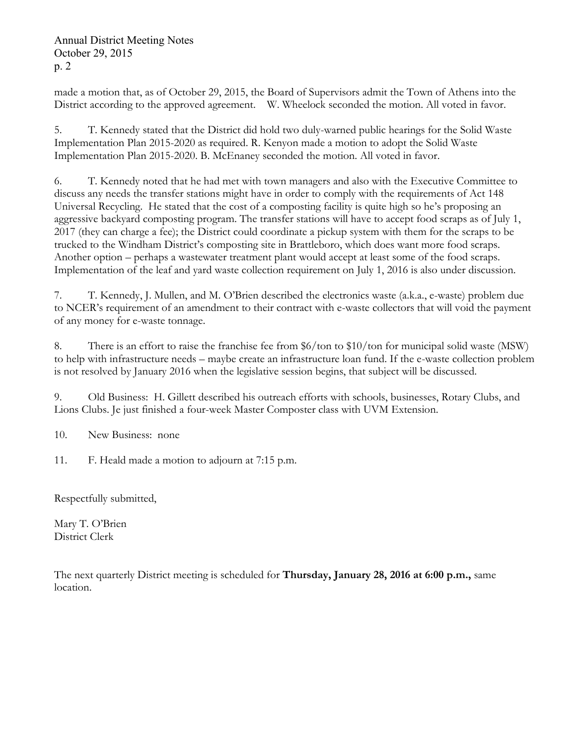made a motion that, as of October 29, 2015, the Board of Supervisors admit the Town of Athens into the District according to the approved agreement. W. Wheelock seconded the motion. All voted in favor.

5. T. Kennedy stated that the District did hold two duly-warned public hearings for the Solid Waste Implementation Plan 2015-2020 as required. R. Kenyon made a motion to adopt the Solid Waste Implementation Plan 2015-2020. B. McEnaney seconded the motion. All voted in favor.

6. T. Kennedy noted that he had met with town managers and also with the Executive Committee to discuss any needs the transfer stations might have in order to comply with the requirements of Act 148 Universal Recycling. He stated that the cost of a composting facility is quite high so he's proposing an aggressive backyard composting program. The transfer stations will have to accept food scraps as of July 1, 2017 (they can charge a fee); the District could coordinate a pickup system with them for the scraps to be trucked to the Windham District's composting site in Brattleboro, which does want more food scraps. Another option – perhaps a wastewater treatment plant would accept at least some of the food scraps. Implementation of the leaf and yard waste collection requirement on July 1, 2016 is also under discussion.

7. T. Kennedy, J. Mullen, and M. O'Brien described the electronics waste (a.k.a., e-waste) problem due to NCER's requirement of an amendment to their contract with e-waste collectors that will void the payment of any money for e-waste tonnage.

8. There is an effort to raise the franchise fee from $6/ton to $10/ton for municipal solid waste (MSW) to help with infrastructure needs – maybe create an infrastructure loan fund. If the e-waste collection problem is not resolved by January 2016 when the legislative session begins, that subject will be discussed.

9. Old Business: H. Gillett described his outreach efforts with schools, businesses, Rotary Clubs, and Lions Clubs. Je just finished a four-week Master Composter class with UVM Extension.

10. New Business: none

11. F. Heald made a motion to adjourn at 7:15 p.m.

Respectfully submitted,

Mary T. O'Brien
District Clerk

The next quarterly District meeting is scheduled for **Thursday, January 28, 2016 at 6:00 p.m.,** same location.